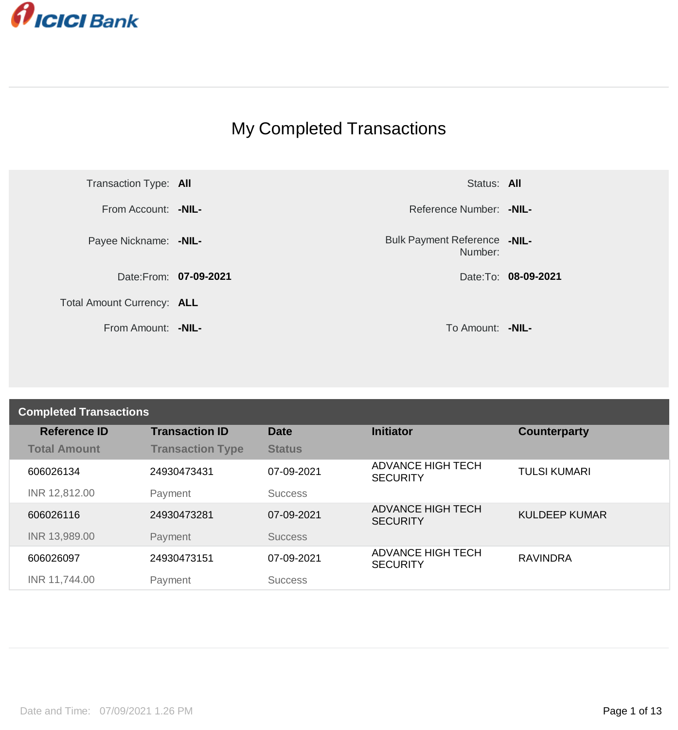ICICI Bank

# My Completed Transactions

| | | | |
|---|---|---|---|
| Transaction Type: | **All** | Status: | **All** |
| From Account: | **-NIL-** | Reference Number: | **-NIL-** |
| Payee Nickname: | **-NIL-** | Bulk Payment Reference Number: | **-NIL-** |
| Date:From: | **07-09-2021** | Date:To: | **08-09-2021** |
| Total Amount Currency: | **ALL** | | |
| From Amount: | **-NIL-** | To Amount: | **-NIL-** |

## Completed Transactions

| Reference ID / Total Amount | Transaction ID / Transaction Type | Date / Status | Initiator | Counterparty |
|---|---|---|---|---|
| 606026134 / INR 12,812.00 | 24930473431 / Payment | 07-09-2021 / Success | ADVANCE HIGH TECH SECURITY | TULSI KUMARI |
| 606026116 / INR 13,989.00 | 24930473281 / Payment | 07-09-2021 / Success | ADVANCE HIGH TECH SECURITY | KULDEEP KUMAR |
| 606026097 / INR 11,744.00 | 24930473151 / Payment | 07-09-2021 / Success | ADVANCE HIGH TECH SECURITY | RAVINDRA |

Date and Time: 07/09/2021 1.26 PM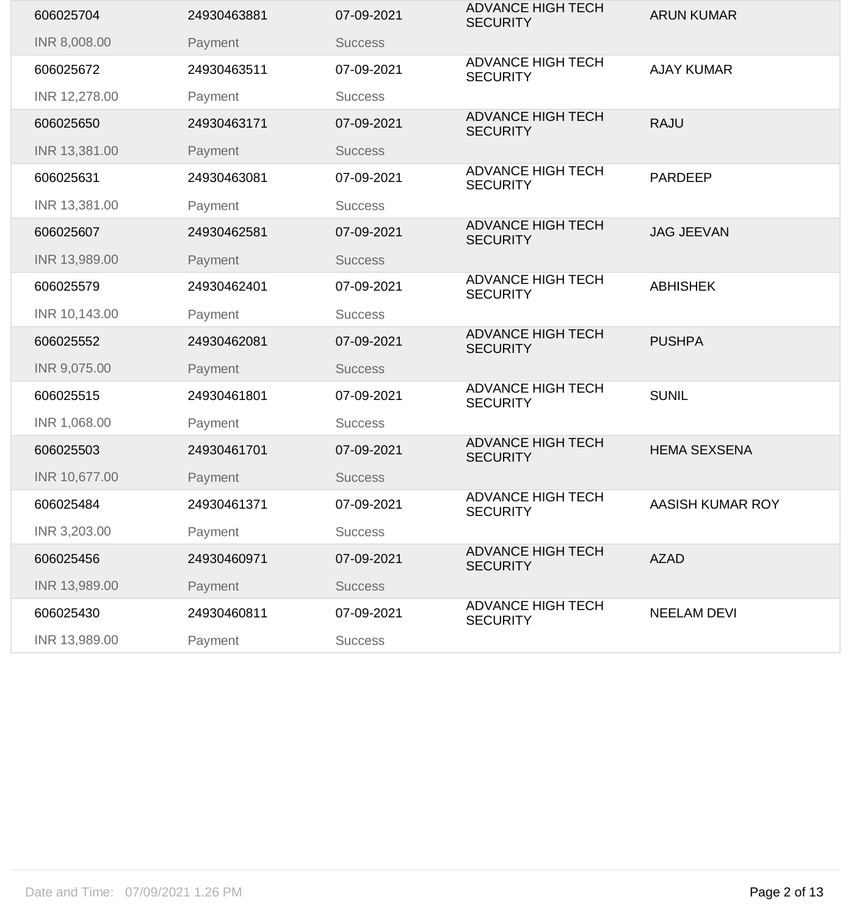| | | | | |
|---|---|---|---|---|
| 606025704 | 24930463881 | 07-09-2021 | ADVANCE HIGH TECH SECURITY | ARUN KUMAR |
| INR 8,008.00 | Payment | Success | | |
| 606025672 | 24930463511 | 07-09-2021 | ADVANCE HIGH TECH SECURITY | AJAY KUMAR |
| INR 12,278.00 | Payment | Success | | |
| 606025650 | 24930463171 | 07-09-2021 | ADVANCE HIGH TECH SECURITY | RAJU |
| INR 13,381.00 | Payment | Success | | |
| 606025631 | 24930463081 | 07-09-2021 | ADVANCE HIGH TECH SECURITY | PARDEEP |
| INR 13,381.00 | Payment | Success | | |
| 606025607 | 24930462581 | 07-09-2021 | ADVANCE HIGH TECH SECURITY | JAG JEEVAN |
| INR 13,989.00 | Payment | Success | | |
| 606025579 | 24930462401 | 07-09-2021 | ADVANCE HIGH TECH SECURITY | ABHISHEK |
| INR 10,143.00 | Payment | Success | | |
| 606025552 | 24930462081 | 07-09-2021 | ADVANCE HIGH TECH SECURITY | PUSHPA |
| INR 9,075.00 | Payment | Success | | |
| 606025515 | 24930461801 | 07-09-2021 | ADVANCE HIGH TECH SECURITY | SUNIL |
| INR 1,068.00 | Payment | Success | | |
| 606025503 | 24930461701 | 07-09-2021 | ADVANCE HIGH TECH SECURITY | HEMA SEXSENA |
| INR 10,677.00 | Payment | Success | | |
| 606025484 | 24930461371 | 07-09-2021 | ADVANCE HIGH TECH SECURITY | AASISH KUMAR ROY |
| INR 3,203.00 | Payment | Success | | |
| 606025456 | 24930460971 | 07-09-2021 | ADVANCE HIGH TECH SECURITY | AZAD |
| INR 13,989.00 | Payment | Success | | |
| 606025430 | 24930460811 | 07-09-2021 | ADVANCE HIGH TECH SECURITY | NEELAM DEVI |
| INR 13,989.00 | Payment | Success | | |

Date and Time: 07/09/2021 1.26 PM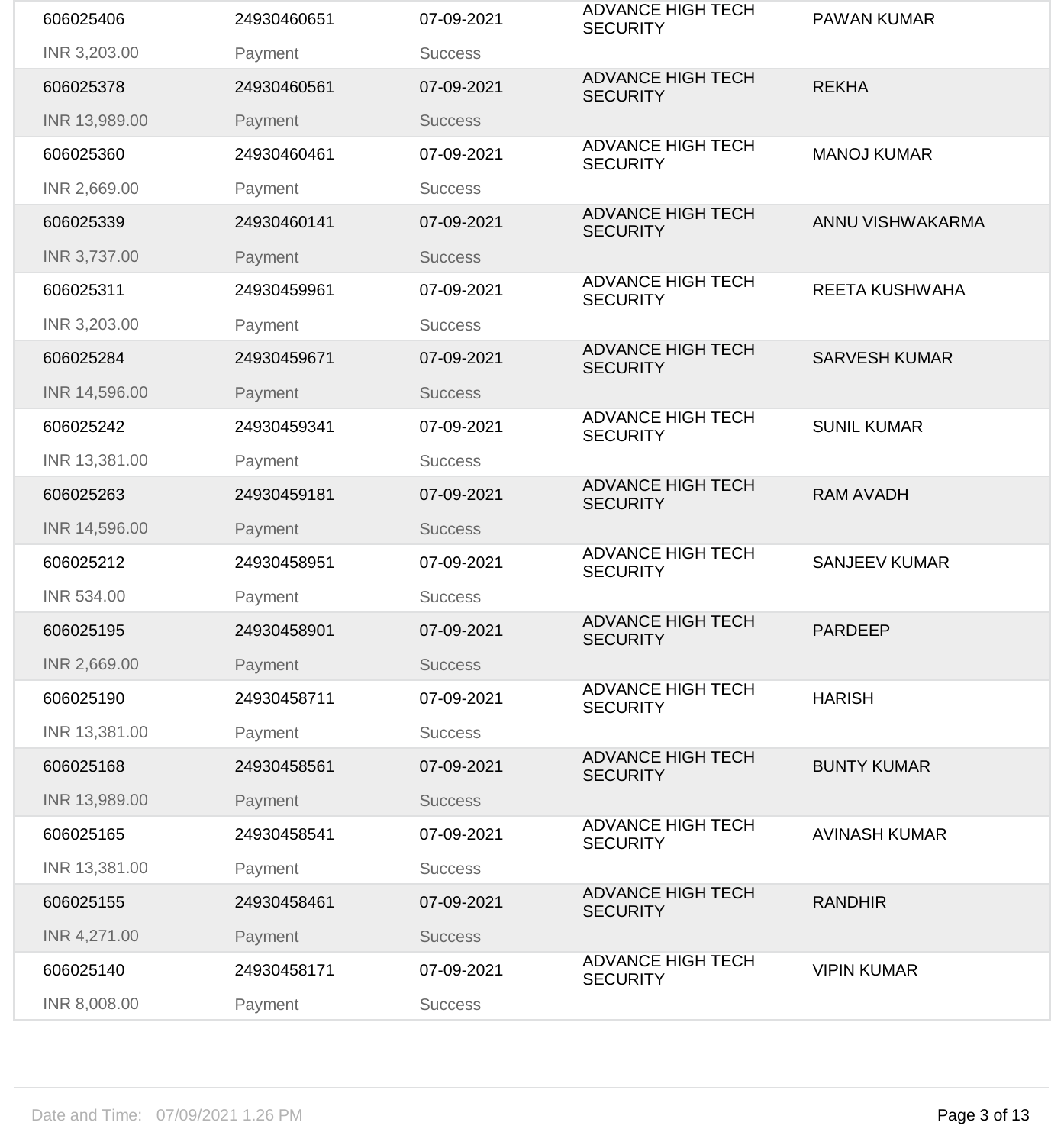| | | | | |
|---|---|---|---|---|
| 606025406 | 24930460651 | 07-09-2021 | ADVANCE HIGH TECH SECURITY | PAWAN KUMAR |
| INR 3,203.00 | Payment | Success | | |
| 606025378 | 24930460561 | 07-09-2021 | ADVANCE HIGH TECH SECURITY | REKHA |
| INR 13,989.00 | Payment | Success | | |
| 606025360 | 24930460461 | 07-09-2021 | ADVANCE HIGH TECH SECURITY | MANOJ KUMAR |
| INR 2,669.00 | Payment | Success | | |
| 606025339 | 24930460141 | 07-09-2021 | ADVANCE HIGH TECH SECURITY | ANNU VISHWAKARMA |
| INR 3,737.00 | Payment | Success | | |
| 606025311 | 24930459961 | 07-09-2021 | ADVANCE HIGH TECH SECURITY | REETA KUSHWAHA |
| INR 3,203.00 | Payment | Success | | |
| 606025284 | 24930459671 | 07-09-2021 | ADVANCE HIGH TECH SECURITY | SARVESH KUMAR |
| INR 14,596.00 | Payment | Success | | |
| 606025242 | 24930459341 | 07-09-2021 | ADVANCE HIGH TECH SECURITY | SUNIL KUMAR |
| INR 13,381.00 | Payment | Success | | |
| 606025263 | 24930459181 | 07-09-2021 | ADVANCE HIGH TECH SECURITY | RAM AVADH |
| INR 14,596.00 | Payment | Success | | |
| 606025212 | 24930458951 | 07-09-2021 | ADVANCE HIGH TECH SECURITY | SANJEEV KUMAR |
| INR 534.00 | Payment | Success | | |
| 606025195 | 24930458901 | 07-09-2021 | ADVANCE HIGH TECH SECURITY | PARDEEP |
| INR 2,669.00 | Payment | Success | | |
| 606025190 | 24930458711 | 07-09-2021 | ADVANCE HIGH TECH SECURITY | HARISH |
| INR 13,381.00 | Payment | Success | | |
| 606025168 | 24930458561 | 07-09-2021 | ADVANCE HIGH TECH SECURITY | BUNTY KUMAR |
| INR 13,989.00 | Payment | Success | | |
| 606025165 | 24930458541 | 07-09-2021 | ADVANCE HIGH TECH SECURITY | AVINASH KUMAR |
| INR 13,381.00 | Payment | Success | | |
| 606025155 | 24930458461 | 07-09-2021 | ADVANCE HIGH TECH SECURITY | RANDHIR |
| INR 4,271.00 | Payment | Success | | |
| 606025140 | 24930458171 | 07-09-2021 | ADVANCE HIGH TECH SECURITY | VIPIN KUMAR |
| INR 8,008.00 | Payment | Success | | |

Date and Time: 07/09/2021 1.26 PM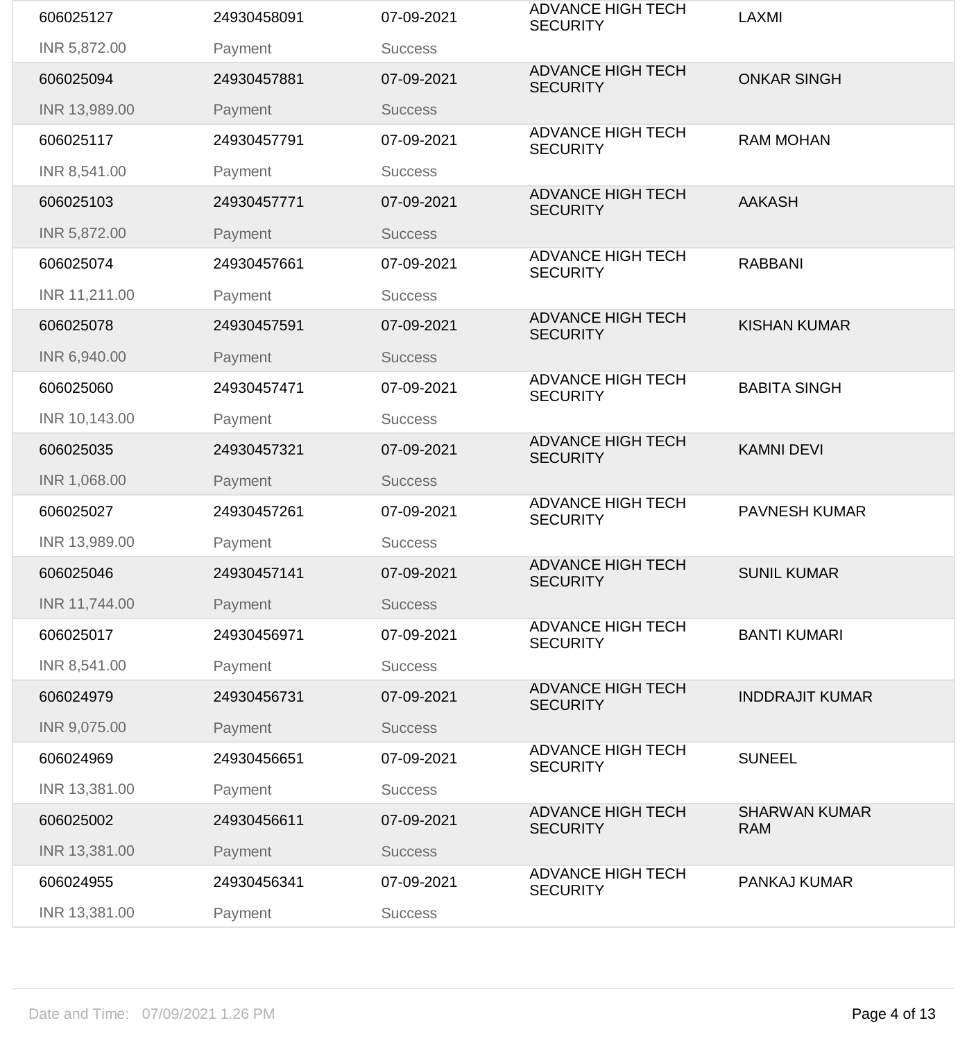| | | | | |
|---|---|---|---|---|
| 606025127<br>INR 5,872.00 | 24930458091<br>Payment | 07-09-2021<br>Success | ADVANCE HIGH TECH SECURITY | LAXMI |
| 606025094<br>INR 13,989.00 | 24930457881<br>Payment | 07-09-2021<br>Success | ADVANCE HIGH TECH SECURITY | ONKAR SINGH |
| 606025117<br>INR 8,541.00 | 24930457791<br>Payment | 07-09-2021<br>Success | ADVANCE HIGH TECH SECURITY | RAM MOHAN |
| 606025103<br>INR 5,872.00 | 24930457771<br>Payment | 07-09-2021<br>Success | ADVANCE HIGH TECH SECURITY | AAKASH |
| 606025074<br>INR 11,211.00 | 24930457661<br>Payment | 07-09-2021<br>Success | ADVANCE HIGH TECH SECURITY | RABBANI |
| 606025078<br>INR 6,940.00 | 24930457591<br>Payment | 07-09-2021<br>Success | ADVANCE HIGH TECH SECURITY | KISHAN KUMAR |
| 606025060<br>INR 10,143.00 | 24930457471<br>Payment | 07-09-2021<br>Success | ADVANCE HIGH TECH SECURITY | BABITA SINGH |
| 606025035<br>INR 1,068.00 | 24930457321<br>Payment | 07-09-2021<br>Success | ADVANCE HIGH TECH SECURITY | KAMNI DEVI |
| 606025027<br>INR 13,989.00 | 24930457261<br>Payment | 07-09-2021<br>Success | ADVANCE HIGH TECH SECURITY | PAVNESH KUMAR |
| 606025046<br>INR 11,744.00 | 24930457141<br>Payment | 07-09-2021<br>Success | ADVANCE HIGH TECH SECURITY | SUNIL KUMAR |
| 606025017<br>INR 8,541.00 | 24930456971<br>Payment | 07-09-2021<br>Success | ADVANCE HIGH TECH SECURITY | BANTI KUMARI |
| 606024979<br>INR 9,075.00 | 24930456731<br>Payment | 07-09-2021<br>Success | ADVANCE HIGH TECH SECURITY | INDDRAJIT KUMAR |
| 606024969<br>INR 13,381.00 | 24930456651<br>Payment | 07-09-2021<br>Success | ADVANCE HIGH TECH SECURITY | SUNEEL |
| 606025002<br>INR 13,381.00 | 24930456611<br>Payment | 07-09-2021<br>Success | ADVANCE HIGH TECH SECURITY | SHARWAN KUMAR RAM |
| 606024955<br>INR 13,381.00 | 24930456341<br>Payment | 07-09-2021<br>Success | ADVANCE HIGH TECH SECURITY | PANKAJ KUMAR |

Date and Time: 07/09/2021 1.26 PM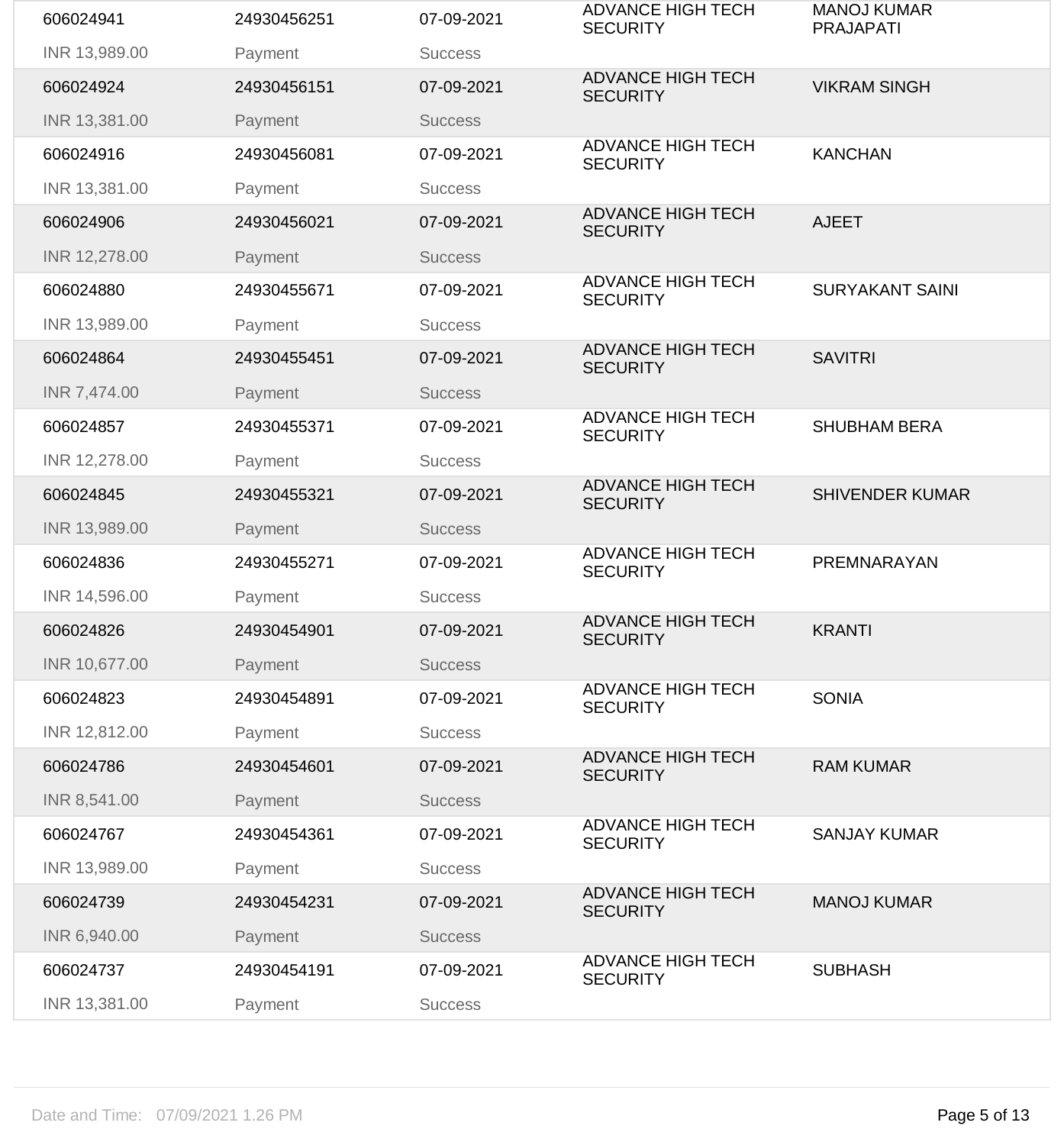| | | | | |
|---|---|---|---|---|
| 606024941 | 24930456251 | 07-09-2021 | ADVANCE HIGH TECH SECURITY | MANOJ KUMAR PRAJAPATI |
| INR 13,989.00 | Payment | Success | | |
| 606024924 | 24930456151 | 07-09-2021 | ADVANCE HIGH TECH SECURITY | VIKRAM SINGH |
| INR 13,381.00 | Payment | Success | | |
| 606024916 | 24930456081 | 07-09-2021 | ADVANCE HIGH TECH SECURITY | KANCHAN |
| INR 13,381.00 | Payment | Success | | |
| 606024906 | 24930456021 | 07-09-2021 | ADVANCE HIGH TECH SECURITY | AJEET |
| INR 12,278.00 | Payment | Success | | |
| 606024880 | 24930455671 | 07-09-2021 | ADVANCE HIGH TECH SECURITY | SURYAKANT SAINI |
| INR 13,989.00 | Payment | Success | | |
| 606024864 | 24930455451 | 07-09-2021 | ADVANCE HIGH TECH SECURITY | SAVITRI |
| INR 7,474.00 | Payment | Success | | |
| 606024857 | 24930455371 | 07-09-2021 | ADVANCE HIGH TECH SECURITY | SHUBHAM BERA |
| INR 12,278.00 | Payment | Success | | |
| 606024845 | 24930455321 | 07-09-2021 | ADVANCE HIGH TECH SECURITY | SHIVENDER KUMAR |
| INR 13,989.00 | Payment | Success | | |
| 606024836 | 24930455271 | 07-09-2021 | ADVANCE HIGH TECH SECURITY | PREMNARAYAN |
| INR 14,596.00 | Payment | Success | | |
| 606024826 | 24930454901 | 07-09-2021 | ADVANCE HIGH TECH SECURITY | KRANTI |
| INR 10,677.00 | Payment | Success | | |
| 606024823 | 24930454891 | 07-09-2021 | ADVANCE HIGH TECH SECURITY | SONIA |
| INR 12,812.00 | Payment | Success | | |
| 606024786 | 24930454601 | 07-09-2021 | ADVANCE HIGH TECH SECURITY | RAM KUMAR |
| INR 8,541.00 | Payment | Success | | |
| 606024767 | 24930454361 | 07-09-2021 | ADVANCE HIGH TECH SECURITY | SANJAY KUMAR |
| INR 13,989.00 | Payment | Success | | |
| 606024739 | 24930454231 | 07-09-2021 | ADVANCE HIGH TECH SECURITY | MANOJ KUMAR |
| INR 6,940.00 | Payment | Success | | |
| 606024737 | 24930454191 | 07-09-2021 | ADVANCE HIGH TECH SECURITY | SUBHASH |
| INR 13,381.00 | Payment | Success | | |

Date and Time: 07/09/2021 1.26 PM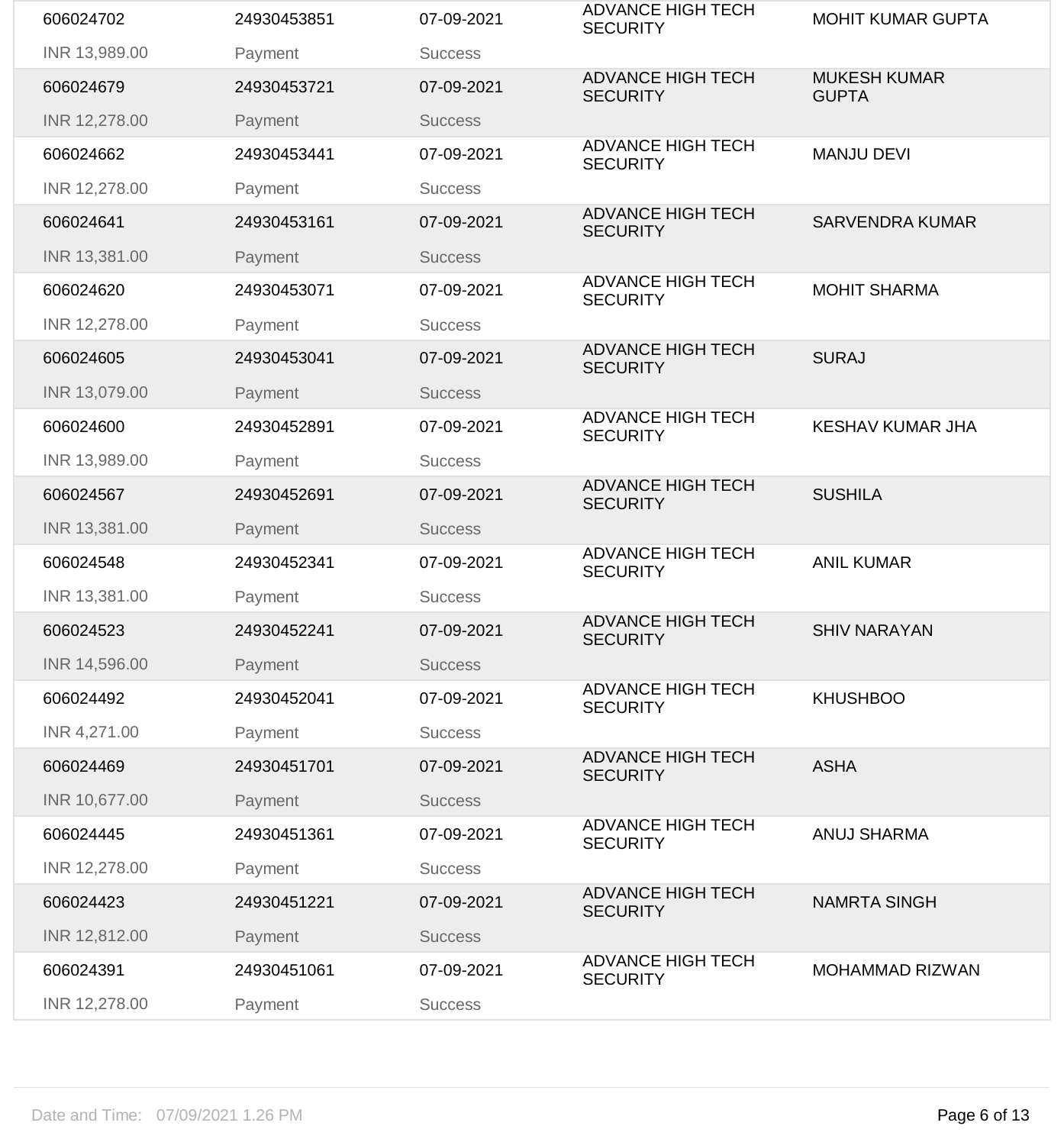| | | | | |
|---|---|---|---|---|
| 606024702 | 24930453851 | 07-09-2021 | ADVANCE HIGH TECH SECURITY | MOHIT KUMAR GUPTA |
| INR 13,989.00 | Payment | Success | | |
| 606024679 | 24930453721 | 07-09-2021 | ADVANCE HIGH TECH SECURITY | MUKESH KUMAR GUPTA |
| INR 12,278.00 | Payment | Success | | |
| 606024662 | 24930453441 | 07-09-2021 | ADVANCE HIGH TECH SECURITY | MANJU DEVI |
| INR 12,278.00 | Payment | Success | | |
| 606024641 | 24930453161 | 07-09-2021 | ADVANCE HIGH TECH SECURITY | SARVENDRA KUMAR |
| INR 13,381.00 | Payment | Success | | |
| 606024620 | 24930453071 | 07-09-2021 | ADVANCE HIGH TECH SECURITY | MOHIT SHARMA |
| INR 12,278.00 | Payment | Success | | |
| 606024605 | 24930453041 | 07-09-2021 | ADVANCE HIGH TECH SECURITY | SURAJ |
| INR 13,079.00 | Payment | Success | | |
| 606024600 | 24930452891 | 07-09-2021 | ADVANCE HIGH TECH SECURITY | KESHAV KUMAR JHA |
| INR 13,989.00 | Payment | Success | | |
| 606024567 | 24930452691 | 07-09-2021 | ADVANCE HIGH TECH SECURITY | SUSHILA |
| INR 13,381.00 | Payment | Success | | |
| 606024548 | 24930452341 | 07-09-2021 | ADVANCE HIGH TECH SECURITY | ANIL KUMAR |
| INR 13,381.00 | Payment | Success | | |
| 606024523 | 24930452241 | 07-09-2021 | ADVANCE HIGH TECH SECURITY | SHIV NARAYAN |
| INR 14,596.00 | Payment | Success | | |
| 606024492 | 24930452041 | 07-09-2021 | ADVANCE HIGH TECH SECURITY | KHUSHBOO |
| INR 4,271.00 | Payment | Success | | |
| 606024469 | 24930451701 | 07-09-2021 | ADVANCE HIGH TECH SECURITY | ASHA |
| INR 10,677.00 | Payment | Success | | |
| 606024445 | 24930451361 | 07-09-2021 | ADVANCE HIGH TECH SECURITY | ANUJ SHARMA |
| INR 12,278.00 | Payment | Success | | |
| 606024423 | 24930451221 | 07-09-2021 | ADVANCE HIGH TECH SECURITY | NAMRTA SINGH |
| INR 12,812.00 | Payment | Success | | |
| 606024391 | 24930451061 | 07-09-2021 | ADVANCE HIGH TECH SECURITY | MOHAMMAD RIZWAN |
| INR 12,278.00 | Payment | Success | | |

Date and Time: 07/09/2021 1.26 PM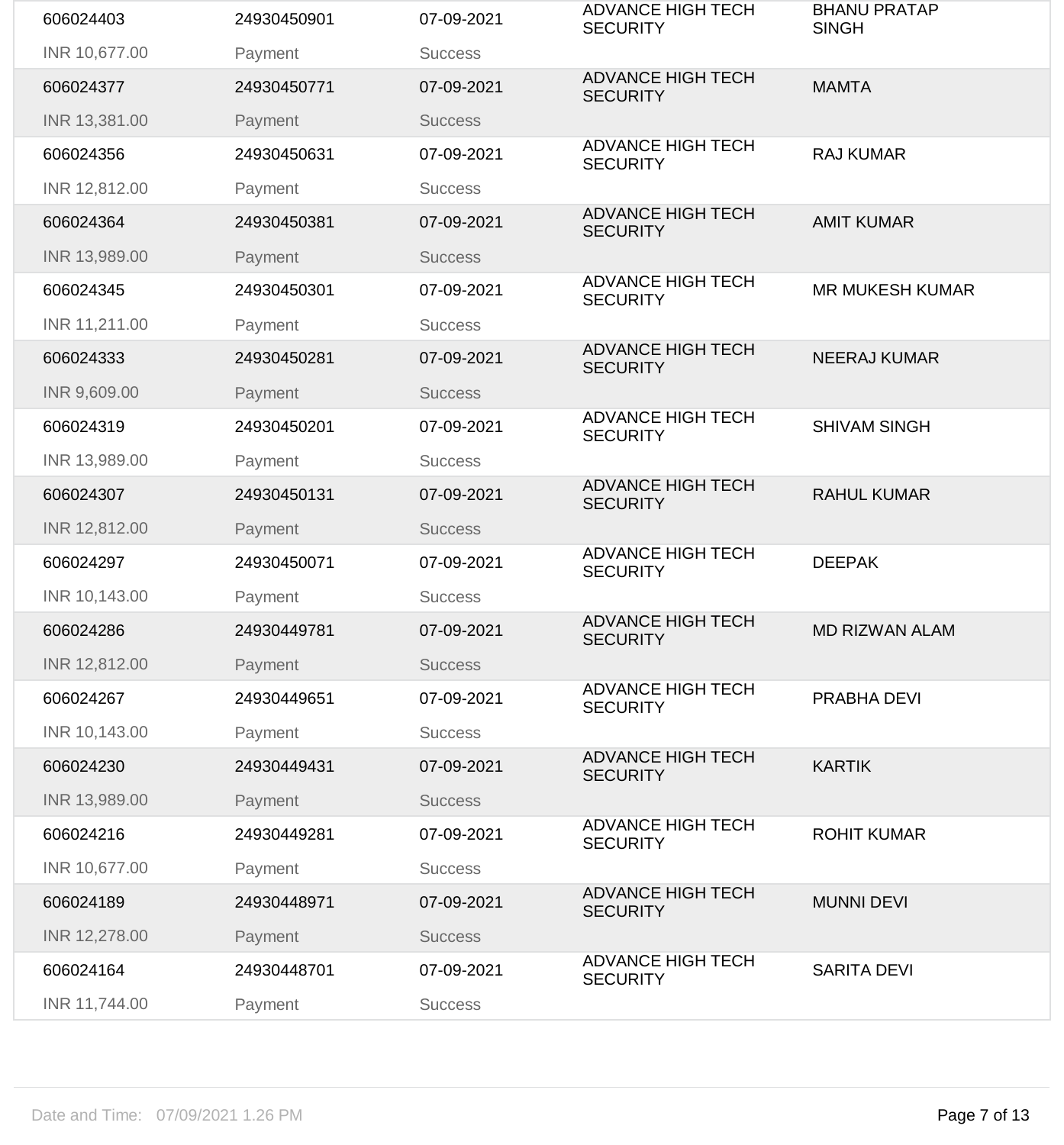| | | | | |
|---|---|---|---|---|
| 606024403 | 24930450901 | 07-09-2021 | ADVANCE HIGH TECH SECURITY | BHANU PRATAP SINGH |
| INR 10,677.00 | Payment | Success | | |
| 606024377 | 24930450771 | 07-09-2021 | ADVANCE HIGH TECH SECURITY | MAMTA |
| INR 13,381.00 | Payment | Success | | |
| 606024356 | 24930450631 | 07-09-2021 | ADVANCE HIGH TECH SECURITY | RAJ KUMAR |
| INR 12,812.00 | Payment | Success | | |
| 606024364 | 24930450381 | 07-09-2021 | ADVANCE HIGH TECH SECURITY | AMIT KUMAR |
| INR 13,989.00 | Payment | Success | | |
| 606024345 | 24930450301 | 07-09-2021 | ADVANCE HIGH TECH SECURITY | MR MUKESH KUMAR |
| INR 11,211.00 | Payment | Success | | |
| 606024333 | 24930450281 | 07-09-2021 | ADVANCE HIGH TECH SECURITY | NEERAJ KUMAR |
| INR 9,609.00 | Payment | Success | | |
| 606024319 | 24930450201 | 07-09-2021 | ADVANCE HIGH TECH SECURITY | SHIVAM SINGH |
| INR 13,989.00 | Payment | Success | | |
| 606024307 | 24930450131 | 07-09-2021 | ADVANCE HIGH TECH SECURITY | RAHUL KUMAR |
| INR 12,812.00 | Payment | Success | | |
| 606024297 | 24930450071 | 07-09-2021 | ADVANCE HIGH TECH SECURITY | DEEPAK |
| INR 10,143.00 | Payment | Success | | |
| 606024286 | 24930449781 | 07-09-2021 | ADVANCE HIGH TECH SECURITY | MD RIZWAN ALAM |
| INR 12,812.00 | Payment | Success | | |
| 606024267 | 24930449651 | 07-09-2021 | ADVANCE HIGH TECH SECURITY | PRABHA DEVI |
| INR 10,143.00 | Payment | Success | | |
| 606024230 | 24930449431 | 07-09-2021 | ADVANCE HIGH TECH SECURITY | KARTIK |
| INR 13,989.00 | Payment | Success | | |
| 606024216 | 24930449281 | 07-09-2021 | ADVANCE HIGH TECH SECURITY | ROHIT KUMAR |
| INR 10,677.00 | Payment | Success | | |
| 606024189 | 24930448971 | 07-09-2021 | ADVANCE HIGH TECH SECURITY | MUNNI DEVI |
| INR 12,278.00 | Payment | Success | | |
| 606024164 | 24930448701 | 07-09-2021 | ADVANCE HIGH TECH SECURITY | SARITA DEVI |
| INR 11,744.00 | Payment | Success | | |

Date and Time: 07/09/2021 1.26 PM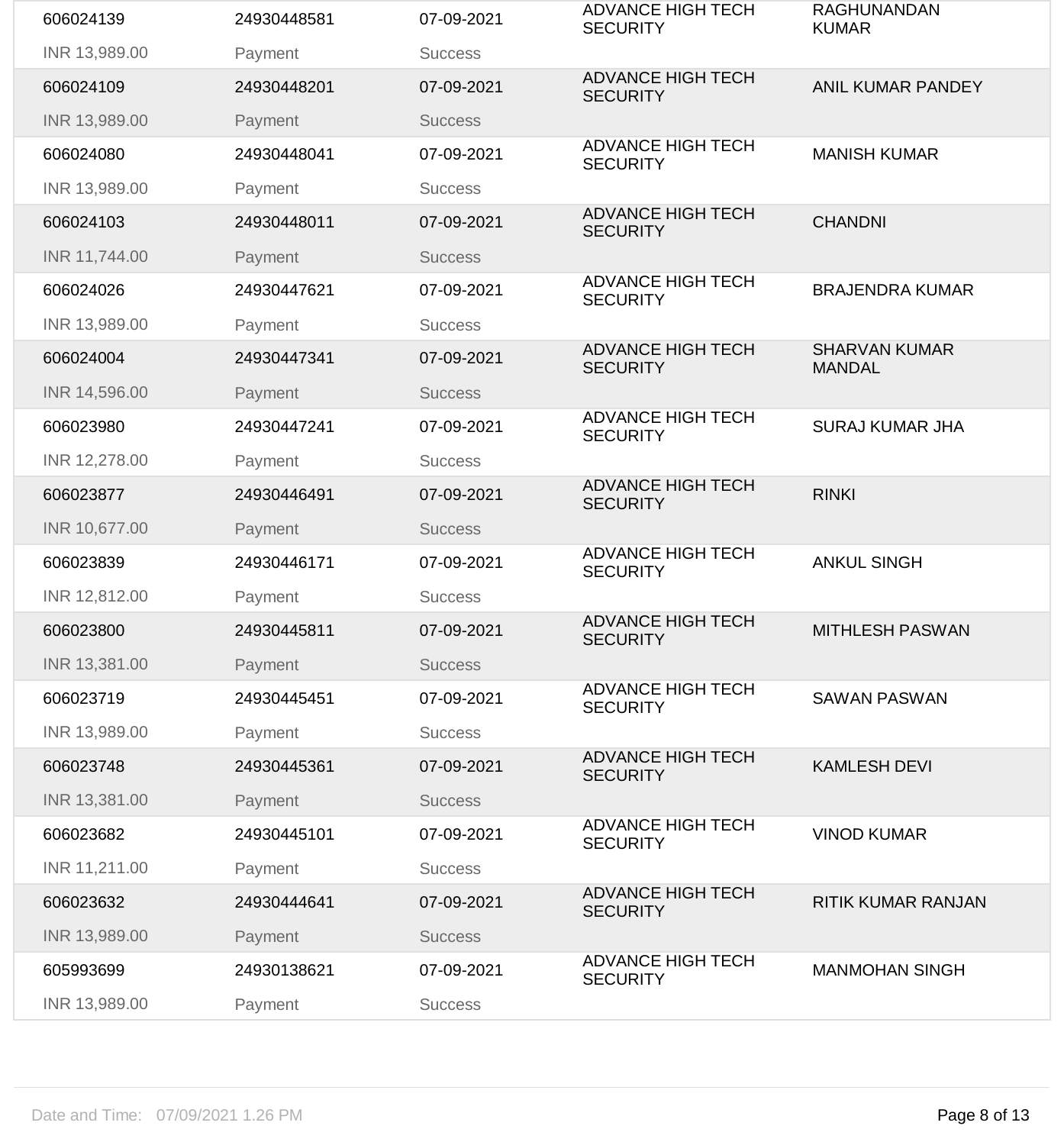| | | | | |
|---|---|---|---|---|
| 606024139<br>INR 13,989.00 | 24930448581<br>Payment | 07-09-2021<br>Success | ADVANCE HIGH TECH SECURITY | RAGHUNANDAN KUMAR |
| 606024109<br>INR 13,989.00 | 24930448201<br>Payment | 07-09-2021<br>Success | ADVANCE HIGH TECH SECURITY | ANIL KUMAR PANDEY |
| 606024080<br>INR 13,989.00 | 24930448041<br>Payment | 07-09-2021<br>Success | ADVANCE HIGH TECH SECURITY | MANISH KUMAR |
| 606024103<br>INR 11,744.00 | 24930448011<br>Payment | 07-09-2021<br>Success | ADVANCE HIGH TECH SECURITY | CHANDNI |
| 606024026<br>INR 13,989.00 | 24930447621<br>Payment | 07-09-2021<br>Success | ADVANCE HIGH TECH SECURITY | BRAJENDRA KUMAR |
| 606024004<br>INR 14,596.00 | 24930447341<br>Payment | 07-09-2021<br>Success | ADVANCE HIGH TECH SECURITY | SHARVAN KUMAR MANDAL |
| 606023980<br>INR 12,278.00 | 24930447241<br>Payment | 07-09-2021<br>Success | ADVANCE HIGH TECH SECURITY | SURAJ KUMAR JHA |
| 606023877<br>INR 10,677.00 | 24930446491<br>Payment | 07-09-2021<br>Success | ADVANCE HIGH TECH SECURITY | RINKI |
| 606023839<br>INR 12,812.00 | 24930446171<br>Payment | 07-09-2021<br>Success | ADVANCE HIGH TECH SECURITY | ANKUL SINGH |
| 606023800<br>INR 13,381.00 | 24930445811<br>Payment | 07-09-2021<br>Success | ADVANCE HIGH TECH SECURITY | MITHLESH PASWAN |
| 606023719<br>INR 13,989.00 | 24930445451<br>Payment | 07-09-2021<br>Success | ADVANCE HIGH TECH SECURITY | SAWAN PASWAN |
| 606023748<br>INR 13,381.00 | 24930445361<br>Payment | 07-09-2021<br>Success | ADVANCE HIGH TECH SECURITY | KAMLESH DEVI |
| 606023682<br>INR 11,211.00 | 24930445101<br>Payment | 07-09-2021<br>Success | ADVANCE HIGH TECH SECURITY | VINOD KUMAR |
| 606023632<br>INR 13,989.00 | 24930444641<br>Payment | 07-09-2021<br>Success | ADVANCE HIGH TECH SECURITY | RITIK KUMAR RANJAN |
| 605993699<br>INR 13,989.00 | 24930138621<br>Payment | 07-09-2021<br>Success | ADVANCE HIGH TECH SECURITY | MANMOHAN SINGH |

Date and Time: 07/09/2021 1.26 PM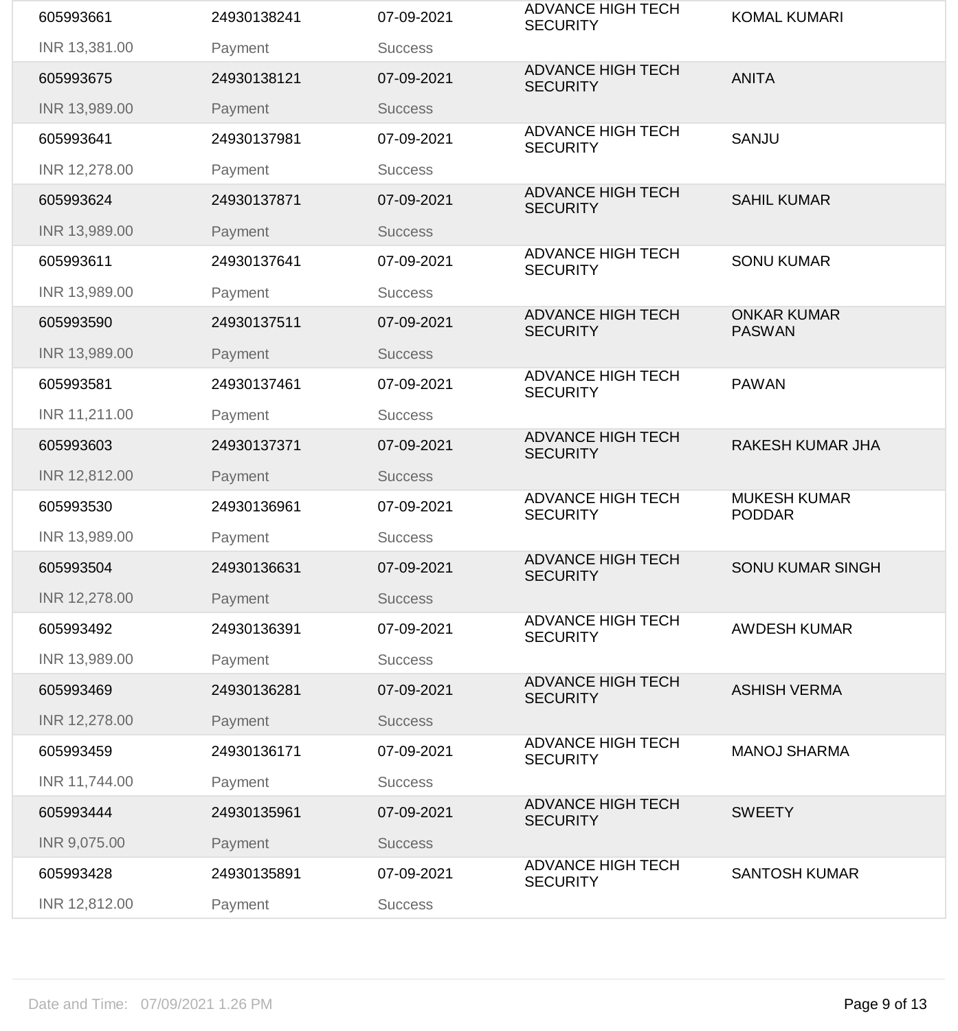| | | | | |
|---|---|---|---|---|
| 605993661 | 24930138241 | 07-09-2021 | ADVANCE HIGH TECH SECURITY | KOMAL KUMARI |
| INR 13,381.00 | Payment | Success | | |
| 605993675 | 24930138121 | 07-09-2021 | ADVANCE HIGH TECH SECURITY | ANITA |
| INR 13,989.00 | Payment | Success | | |
| 605993641 | 24930137981 | 07-09-2021 | ADVANCE HIGH TECH SECURITY | SANJU |
| INR 12,278.00 | Payment | Success | | |
| 605993624 | 24930137871 | 07-09-2021 | ADVANCE HIGH TECH SECURITY | SAHIL KUMAR |
| INR 13,989.00 | Payment | Success | | |
| 605993611 | 24930137641 | 07-09-2021 | ADVANCE HIGH TECH SECURITY | SONU KUMAR |
| INR 13,989.00 | Payment | Success | | |
| 605993590 | 24930137511 | 07-09-2021 | ADVANCE HIGH TECH SECURITY | ONKAR KUMAR PASWAN |
| INR 13,989.00 | Payment | Success | | |
| 605993581 | 24930137461 | 07-09-2021 | ADVANCE HIGH TECH SECURITY | PAWAN |
| INR 11,211.00 | Payment | Success | | |
| 605993603 | 24930137371 | 07-09-2021 | ADVANCE HIGH TECH SECURITY | RAKESH KUMAR JHA |
| INR 12,812.00 | Payment | Success | | |
| 605993530 | 24930136961 | 07-09-2021 | ADVANCE HIGH TECH SECURITY | MUKESH KUMAR PODDAR |
| INR 13,989.00 | Payment | Success | | |
| 605993504 | 24930136631 | 07-09-2021 | ADVANCE HIGH TECH SECURITY | SONU KUMAR SINGH |
| INR 12,278.00 | Payment | Success | | |
| 605993492 | 24930136391 | 07-09-2021 | ADVANCE HIGH TECH SECURITY | AWDESH KUMAR |
| INR 13,989.00 | Payment | Success | | |
| 605993469 | 24930136281 | 07-09-2021 | ADVANCE HIGH TECH SECURITY | ASHISH VERMA |
| INR 12,278.00 | Payment | Success | | |
| 605993459 | 24930136171 | 07-09-2021 | ADVANCE HIGH TECH SECURITY | MANOJ SHARMA |
| INR 11,744.00 | Payment | Success | | |
| 605993444 | 24930135961 | 07-09-2021 | ADVANCE HIGH TECH SECURITY | SWEETY |
| INR 9,075.00 | Payment | Success | | |
| 605993428 | 24930135891 | 07-09-2021 | ADVANCE HIGH TECH SECURITY | SANTOSH KUMAR |
| INR 12,812.00 | Payment | Success | | |

Date and Time: 07/09/2021 1.26 PM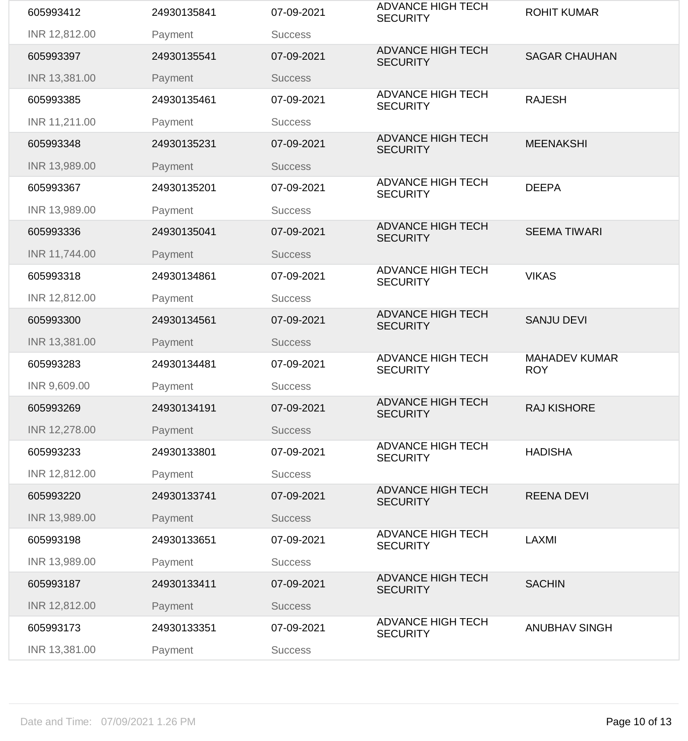| | | | | |
|---|---|---|---|---|
| 605993412 | 24930135841 | 07-09-2021 | ADVANCE HIGH TECH SECURITY | ROHIT KUMAR |
| INR 12,812.00 | Payment | Success | | |
| 605993397 | 24930135541 | 07-09-2021 | ADVANCE HIGH TECH SECURITY | SAGAR CHAUHAN |
| INR 13,381.00 | Payment | Success | | |
| 605993385 | 24930135461 | 07-09-2021 | ADVANCE HIGH TECH SECURITY | RAJESH |
| INR 11,211.00 | Payment | Success | | |
| 605993348 | 24930135231 | 07-09-2021 | ADVANCE HIGH TECH SECURITY | MEENAKSHI |
| INR 13,989.00 | Payment | Success | | |
| 605993367 | 24930135201 | 07-09-2021 | ADVANCE HIGH TECH SECURITY | DEEPA |
| INR 13,989.00 | Payment | Success | | |
| 605993336 | 24930135041 | 07-09-2021 | ADVANCE HIGH TECH SECURITY | SEEMA TIWARI |
| INR 11,744.00 | Payment | Success | | |
| 605993318 | 24930134861 | 07-09-2021 | ADVANCE HIGH TECH SECURITY | VIKAS |
| INR 12,812.00 | Payment | Success | | |
| 605993300 | 24930134561 | 07-09-2021 | ADVANCE HIGH TECH SECURITY | SANJU DEVI |
| INR 13,381.00 | Payment | Success | | |
| 605993283 | 24930134481 | 07-09-2021 | ADVANCE HIGH TECH SECURITY | MAHADEV KUMAR ROY |
| INR 9,609.00 | Payment | Success | | |
| 605993269 | 24930134191 | 07-09-2021 | ADVANCE HIGH TECH SECURITY | RAJ KISHORE |
| INR 12,278.00 | Payment | Success | | |
| 605993233 | 24930133801 | 07-09-2021 | ADVANCE HIGH TECH SECURITY | HADISHA |
| INR 12,812.00 | Payment | Success | | |
| 605993220 | 24930133741 | 07-09-2021 | ADVANCE HIGH TECH SECURITY | REENA DEVI |
| INR 13,989.00 | Payment | Success | | |
| 605993198 | 24930133651 | 07-09-2021 | ADVANCE HIGH TECH SECURITY | LAXMI |
| INR 13,989.00 | Payment | Success | | |
| 605993187 | 24930133411 | 07-09-2021 | ADVANCE HIGH TECH SECURITY | SACHIN |
| INR 12,812.00 | Payment | Success | | |
| 605993173 | 24930133351 | 07-09-2021 | ADVANCE HIGH TECH SECURITY | ANUBHAV SINGH |
| INR 13,381.00 | Payment | Success | | |

Date and Time: 07/09/2021 1.26 PM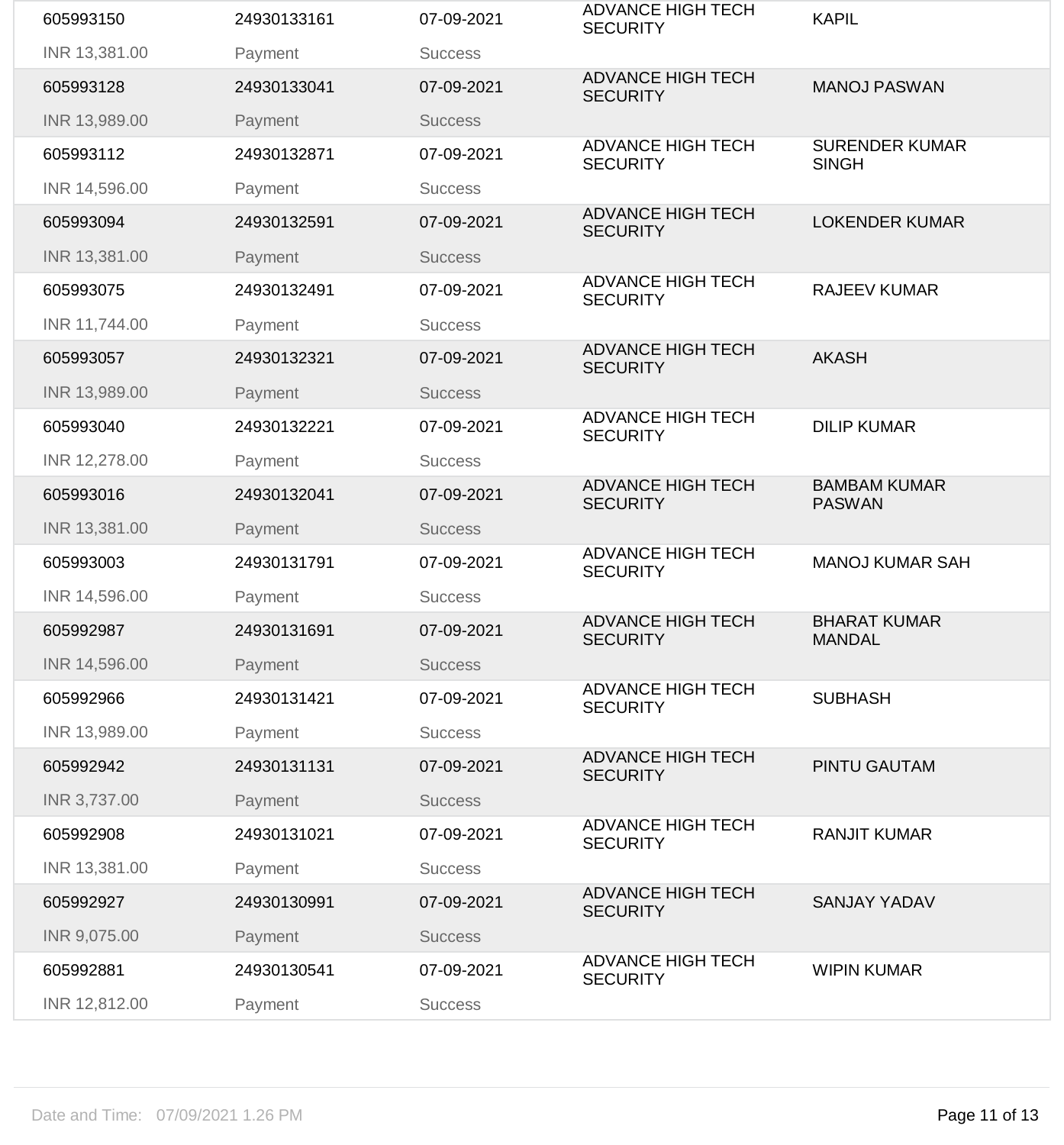| | | | | |
|---|---|---|---|---|
| 605993150 | 24930133161 | 07-09-2021 | ADVANCE HIGH TECH SECURITY | KAPIL |
| INR 13,381.00 | Payment | Success | | |
| 605993128 | 24930133041 | 07-09-2021 | ADVANCE HIGH TECH SECURITY | MANOJ PASWAN |
| INR 13,989.00 | Payment | Success | | |
| 605993112 | 24930132871 | 07-09-2021 | ADVANCE HIGH TECH SECURITY | SURENDER KUMAR SINGH |
| INR 14,596.00 | Payment | Success | | |
| 605993094 | 24930132591 | 07-09-2021 | ADVANCE HIGH TECH SECURITY | LOKENDER KUMAR |
| INR 13,381.00 | Payment | Success | | |
| 605993075 | 24930132491 | 07-09-2021 | ADVANCE HIGH TECH SECURITY | RAJEEV KUMAR |
| INR 11,744.00 | Payment | Success | | |
| 605993057 | 24930132321 | 07-09-2021 | ADVANCE HIGH TECH SECURITY | AKASH |
| INR 13,989.00 | Payment | Success | | |
| 605993040 | 24930132221 | 07-09-2021 | ADVANCE HIGH TECH SECURITY | DILIP KUMAR |
| INR 12,278.00 | Payment | Success | | |
| 605993016 | 24930132041 | 07-09-2021 | ADVANCE HIGH TECH SECURITY | BAMBAM KUMAR PASWAN |
| INR 13,381.00 | Payment | Success | | |
| 605993003 | 24930131791 | 07-09-2021 | ADVANCE HIGH TECH SECURITY | MANOJ KUMAR SAH |
| INR 14,596.00 | Payment | Success | | |
| 605992987 | 24930131691 | 07-09-2021 | ADVANCE HIGH TECH SECURITY | BHARAT KUMAR MANDAL |
| INR 14,596.00 | Payment | Success | | |
| 605992966 | 24930131421 | 07-09-2021 | ADVANCE HIGH TECH SECURITY | SUBHASH |
| INR 13,989.00 | Payment | Success | | |
| 605992942 | 24930131131 | 07-09-2021 | ADVANCE HIGH TECH SECURITY | PINTU GAUTAM |
| INR 3,737.00 | Payment | Success | | |
| 605992908 | 24930131021 | 07-09-2021 | ADVANCE HIGH TECH SECURITY | RANJIT KUMAR |
| INR 13,381.00 | Payment | Success | | |
| 605992927 | 24930130991 | 07-09-2021 | ADVANCE HIGH TECH SECURITY | SANJAY YADAV |
| INR 9,075.00 | Payment | Success | | |
| 605992881 | 24930130541 | 07-09-2021 | ADVANCE HIGH TECH SECURITY | WIPIN KUMAR |
| INR 12,812.00 | Payment | Success | | |

Date and Time: 07/09/2021 1.26 PM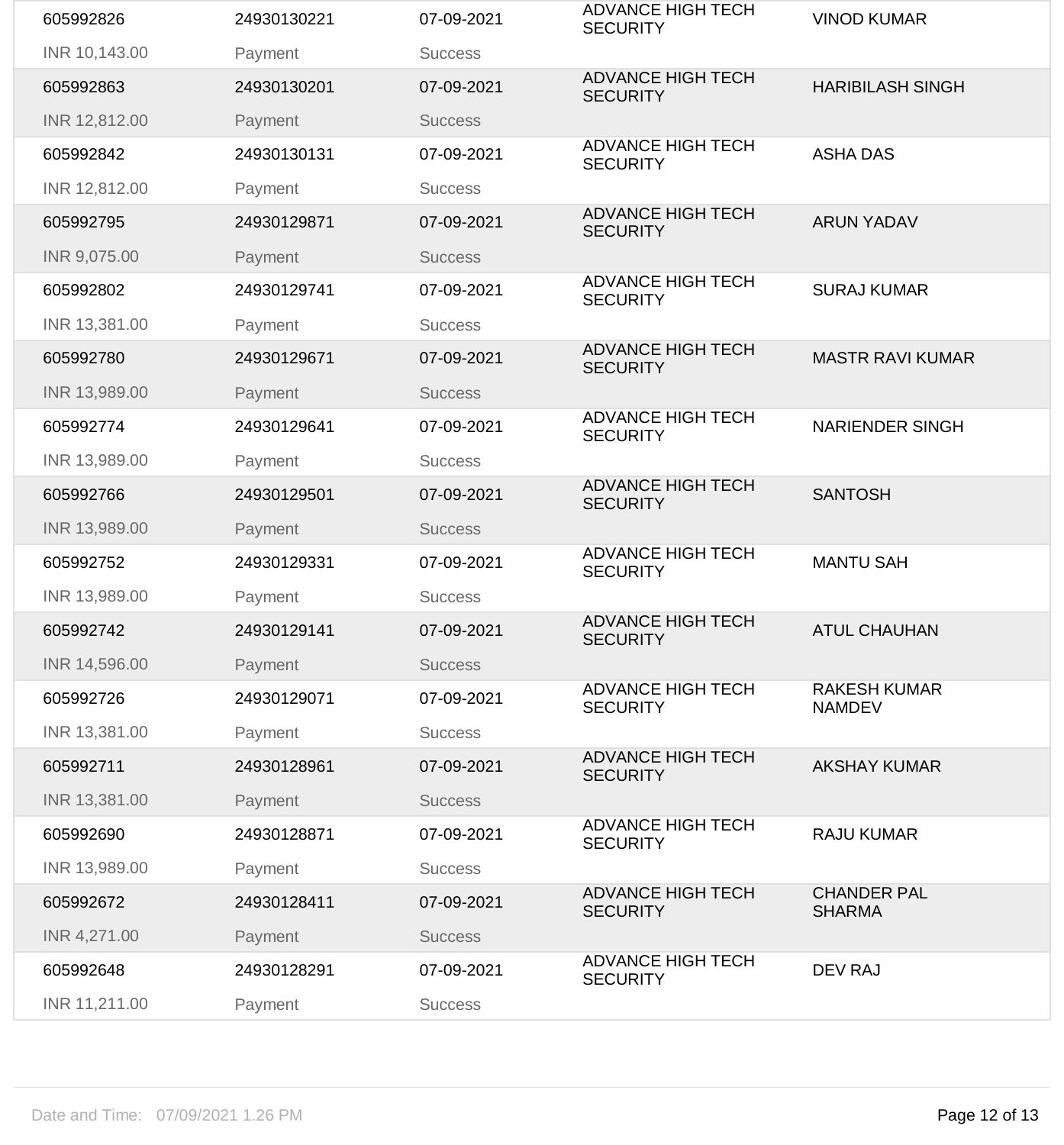| | | | | |
|---|---|---|---|---|
| 605992826<br>INR 10,143.00 | 24930130221<br>Payment | 07-09-2021<br>Success | ADVANCE HIGH TECH SECURITY | VINOD KUMAR |
| 605992863<br>INR 12,812.00 | 24930130201<br>Payment | 07-09-2021<br>Success | ADVANCE HIGH TECH SECURITY | HARIBILASH SINGH |
| 605992842<br>INR 12,812.00 | 24930130131<br>Payment | 07-09-2021<br>Success | ADVANCE HIGH TECH SECURITY | ASHA DAS |
| 605992795<br>INR 9,075.00 | 24930129871<br>Payment | 07-09-2021<br>Success | ADVANCE HIGH TECH SECURITY | ARUN YADAV |
| 605992802<br>INR 13,381.00 | 24930129741<br>Payment | 07-09-2021<br>Success | ADVANCE HIGH TECH SECURITY | SURAJ KUMAR |
| 605992780<br>INR 13,989.00 | 24930129671<br>Payment | 07-09-2021<br>Success | ADVANCE HIGH TECH SECURITY | MASTR RAVI KUMAR |
| 605992774<br>INR 13,989.00 | 24930129641<br>Payment | 07-09-2021<br>Success | ADVANCE HIGH TECH SECURITY | NARIENDER SINGH |
| 605992766<br>INR 13,989.00 | 24930129501<br>Payment | 07-09-2021<br>Success | ADVANCE HIGH TECH SECURITY | SANTOSH |
| 605992752<br>INR 13,989.00 | 24930129331<br>Payment | 07-09-2021<br>Success | ADVANCE HIGH TECH SECURITY | MANTU SAH |
| 605992742<br>INR 14,596.00 | 24930129141<br>Payment | 07-09-2021<br>Success | ADVANCE HIGH TECH SECURITY | ATUL CHAUHAN |
| 605992726<br>INR 13,381.00 | 24930129071<br>Payment | 07-09-2021<br>Success | ADVANCE HIGH TECH SECURITY | RAKESH KUMAR NAMDEV |
| 605992711<br>INR 13,381.00 | 24930128961<br>Payment | 07-09-2021<br>Success | ADVANCE HIGH TECH SECURITY | AKSHAY KUMAR |
| 605992690<br>INR 13,989.00 | 24930128871<br>Payment | 07-09-2021<br>Success | ADVANCE HIGH TECH SECURITY | RAJU KUMAR |
| 605992672<br>INR 4,271.00 | 24930128411<br>Payment | 07-09-2021<br>Success | ADVANCE HIGH TECH SECURITY | CHANDER PAL SHARMA |
| 605992648<br>INR 11,211.00 | 24930128291<br>Payment | 07-09-2021<br>Success | ADVANCE HIGH TECH SECURITY | DEV RAJ |

Date and Time: 07/09/2021 1.26 PM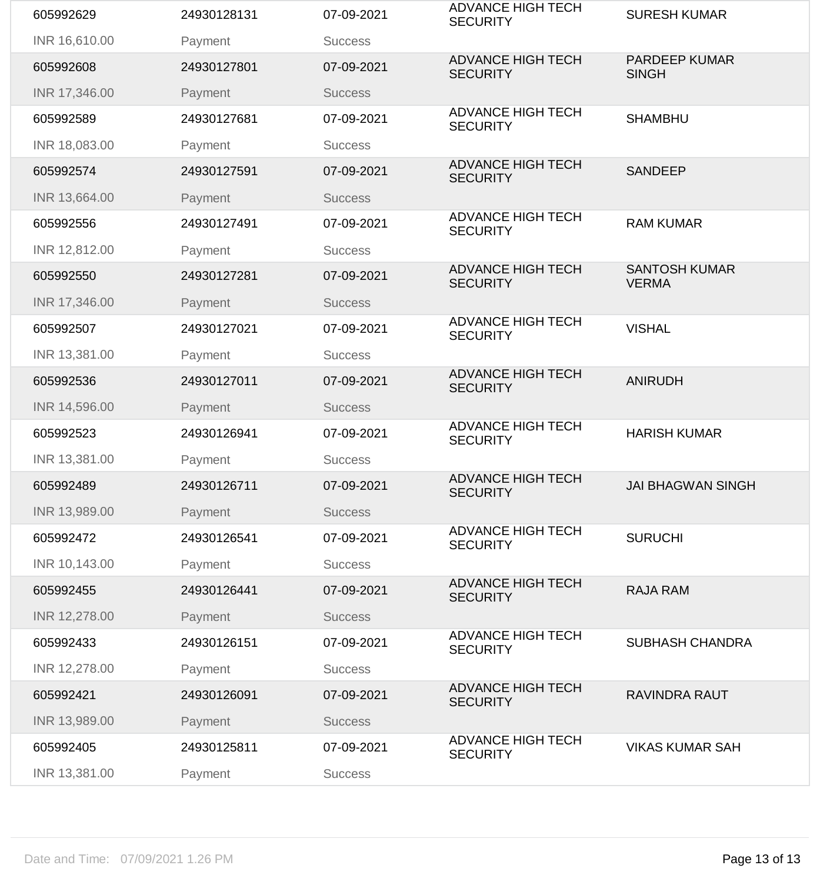| | | | | |
|---|---|---|---|---|
| 605992629<br>INR 16,610.00 | 24930128131<br>Payment | 07-09-2021<br>Success | ADVANCE HIGH TECH SECURITY | SURESH KUMAR |
| 605992608<br>INR 17,346.00 | 24930127801<br>Payment | 07-09-2021<br>Success | ADVANCE HIGH TECH SECURITY | PARDEEP KUMAR SINGH |
| 605992589<br>INR 18,083.00 | 24930127681<br>Payment | 07-09-2021<br>Success | ADVANCE HIGH TECH SECURITY | SHAMBHU |
| 605992574<br>INR 13,664.00 | 24930127591<br>Payment | 07-09-2021<br>Success | ADVANCE HIGH TECH SECURITY | SANDEEP |
| 605992556<br>INR 12,812.00 | 24930127491<br>Payment | 07-09-2021<br>Success | ADVANCE HIGH TECH SECURITY | RAM KUMAR |
| 605992550<br>INR 17,346.00 | 24930127281<br>Payment | 07-09-2021<br>Success | ADVANCE HIGH TECH SECURITY | SANTOSH KUMAR VERMA |
| 605992507<br>INR 13,381.00 | 24930127021<br>Payment | 07-09-2021<br>Success | ADVANCE HIGH TECH SECURITY | VISHAL |
| 605992536<br>INR 14,596.00 | 24930127011<br>Payment | 07-09-2021<br>Success | ADVANCE HIGH TECH SECURITY | ANIRUDH |
| 605992523<br>INR 13,381.00 | 24930126941<br>Payment | 07-09-2021<br>Success | ADVANCE HIGH TECH SECURITY | HARISH KUMAR |
| 605992489<br>INR 13,989.00 | 24930126711<br>Payment | 07-09-2021<br>Success | ADVANCE HIGH TECH SECURITY | JAI BHAGWAN SINGH |
| 605992472<br>INR 10,143.00 | 24930126541<br>Payment | 07-09-2021<br>Success | ADVANCE HIGH TECH SECURITY | SURUCHI |
| 605992455<br>INR 12,278.00 | 24930126441<br>Payment | 07-09-2021<br>Success | ADVANCE HIGH TECH SECURITY | RAJA RAM |
| 605992433<br>INR 12,278.00 | 24930126151<br>Payment | 07-09-2021<br>Success | ADVANCE HIGH TECH SECURITY | SUBHASH CHANDRA |
| 605992421<br>INR 13,989.00 | 24930126091<br>Payment | 07-09-2021<br>Success | ADVANCE HIGH TECH SECURITY | RAVINDRA RAUT |
| 605992405<br>INR 13,381.00 | 24930125811<br>Payment | 07-09-2021<br>Success | ADVANCE HIGH TECH SECURITY | VIKAS KUMAR SAH |

Date and Time: 07/09/2021 1.26 PM